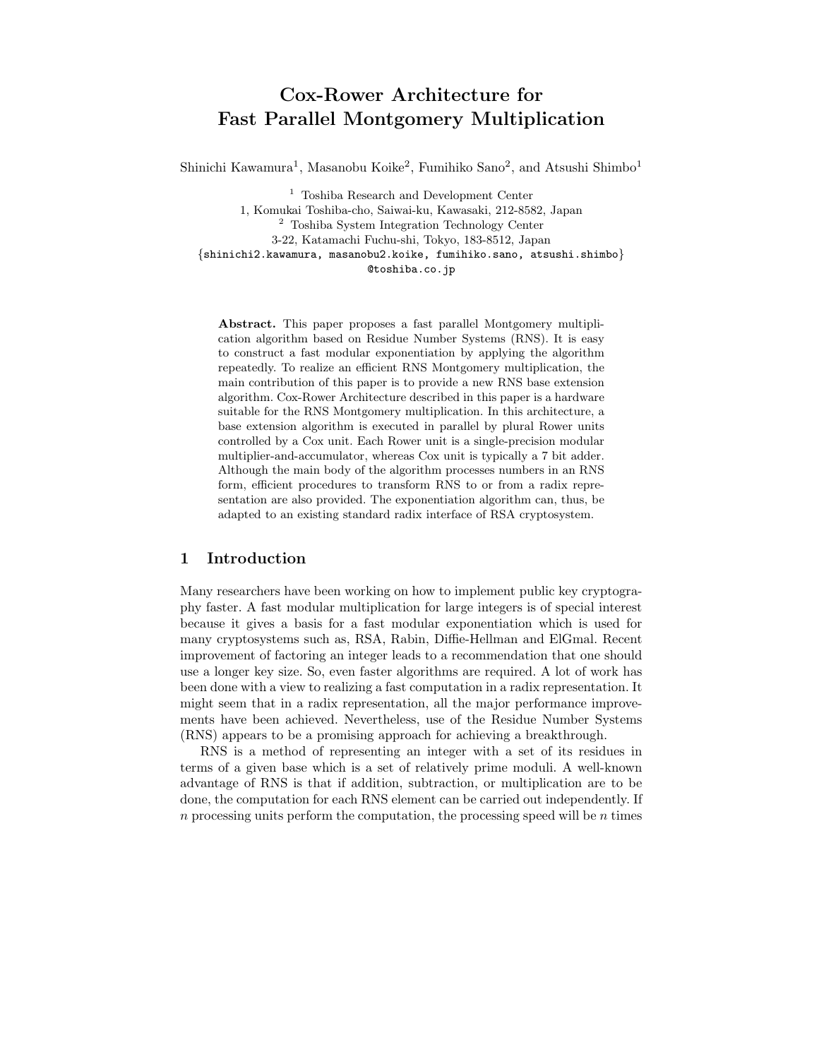# Cox-Rower Architecture for Fast Parallel Montgomery Multiplication

Shinichi Kawamura[1], Masanobu Koike[2], Fumihiko Sano[2], and Atsushi Shimbo[1]

[1] Toshiba Research and Development Center
1, Komukai Toshiba-cho, Saiwai-ku, Kawasaki, 212-8582, Japan
[2] Toshiba System Integration Technology Center
3-22, Katamachi Fuchu-shi, Tokyo, 183-8512, Japan
{shinichi2.kawamura, masanobu2.koike, fumihiko.sano, atsushi.shimbo}
@toshiba.co.jp

**Abstract.** This paper proposes a fast parallel Montgomery multiplication algorithm based on Residue Number Systems (RNS). It is easy to construct a fast modular exponentiation by applying the algorithm repeatedly. To realize an efficient RNS Montgomery multiplication, the main contribution of this paper is to provide a new RNS base extension algorithm. Cox-Rower Architecture described in this paper is a hardware suitable for the RNS Montgomery multiplication. In this architecture, a base extension algorithm is executed in parallel by plural Rower units controlled by a Cox unit. Each Rower unit is a single-precision modular multiplier-and-accumulator, whereas Cox unit is typically a 7 bit adder. Although the main body of the algorithm processes numbers in an RNS form, efficient procedures to transform RNS to or from a radix representation are also provided. The exponentiation algorithm can, thus, be adapted to an existing standard radix interface of RSA cryptosystem.

## 1 Introduction

Many researchers have been working on how to implement public key cryptography faster. A fast modular multiplication for large integers is of special interest because it gives a basis for a fast modular exponentiation which is used for many cryptosystems such as, RSA, Rabin, Diffie-Hellman and ElGmal. Recent improvement of factoring an integer leads to a recommendation that one should use a longer key size. So, even faster algorithms are required. A lot of work has been done with a view to realizing a fast computation in a radix representation. It might seem that in a radix representation, all the major performance improvements have been achieved. Nevertheless, use of the Residue Number Systems (RNS) appears to be a promising approach for achieving a breakthrough.

RNS is a method of representing an integer with a set of its residues in terms of a given base which is a set of relatively prime moduli. A well-known advantage of RNS is that if addition, subtraction, or multiplication are to be done, the computation for each RNS element can be carried out independently. If $n$ processing units perform the computation, the processing speed will be $n$ times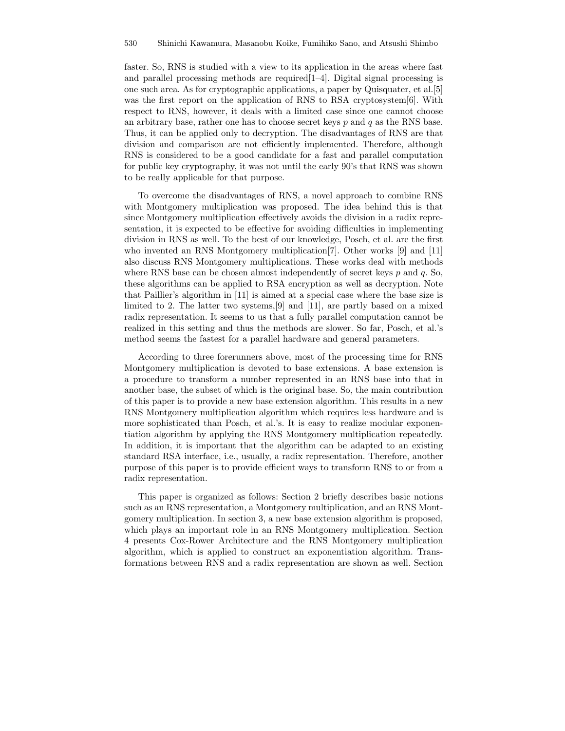faster. So, RNS is studied with a view to its application in the areas where fast and parallel processing methods are required[1–4]. Digital signal processing is one such area. As for cryptographic applications, a paper by Quisquater, et al.[5] was the first report on the application of RNS to RSA cryptosystem[6]. With respect to RNS, however, it deals with a limited case since one cannot choose an arbitrary base, rather one has to choose secret keys $p$ and $q$ as the RNS base. Thus, it can be applied only to decryption. The disadvantages of RNS are that division and comparison are not efficiently implemented. Therefore, although RNS is considered to be a good candidate for a fast and parallel computation for public key cryptography, it was not until the early 90's that RNS was shown to be really applicable for that purpose.

To overcome the disadvantages of RNS, a novel approach to combine RNS with Montgomery multiplication was proposed. The idea behind this is that since Montgomery multiplication effectively avoids the division in a radix representation, it is expected to be effective for avoiding difficulties in implementing division in RNS as well. To the best of our knowledge, Posch, et al. are the first who invented an RNS Montgomery multiplication[7]. Other works [9] and [11] also discuss RNS Montgomery multiplications. These works deal with methods where RNS base can be chosen almost independently of secret keys $p$ and $q$. So, these algorithms can be applied to RSA encryption as well as decryption. Note that Paillier's algorithm in [11] is aimed at a special case where the base size is limited to 2. The latter two systems,[9] and [11], are partly based on a mixed radix representation. It seems to us that a fully parallel computation cannot be realized in this setting and thus the methods are slower. So far, Posch, et al.'s method seems the fastest for a parallel hardware and general parameters.

According to three forerunners above, most of the processing time for RNS Montgomery multiplication is devoted to base extensions. A base extension is a procedure to transform a number represented in an RNS base into that in another base, the subset of which is the original base. So, the main contribution of this paper is to provide a new base extension algorithm. This results in a new RNS Montgomery multiplication algorithm which requires less hardware and is more sophisticated than Posch, et al.'s. It is easy to realize modular exponentiation algorithm by applying the RNS Montgomery multiplication repeatedly. In addition, it is important that the algorithm can be adapted to an existing standard RSA interface, i.e., usually, a radix representation. Therefore, another purpose of this paper is to provide efficient ways to transform RNS to or from a radix representation.

This paper is organized as follows: Section 2 briefly describes basic notions such as an RNS representation, a Montgomery multiplication, and an RNS Montgomery multiplication. In section 3, a new base extension algorithm is proposed, which plays an important role in an RNS Montgomery multiplication. Section 4 presents Cox-Rower Architecture and the RNS Montgomery multiplication algorithm, which is applied to construct an exponentiation algorithm. Transformations between RNS and a radix representation are shown as well. Section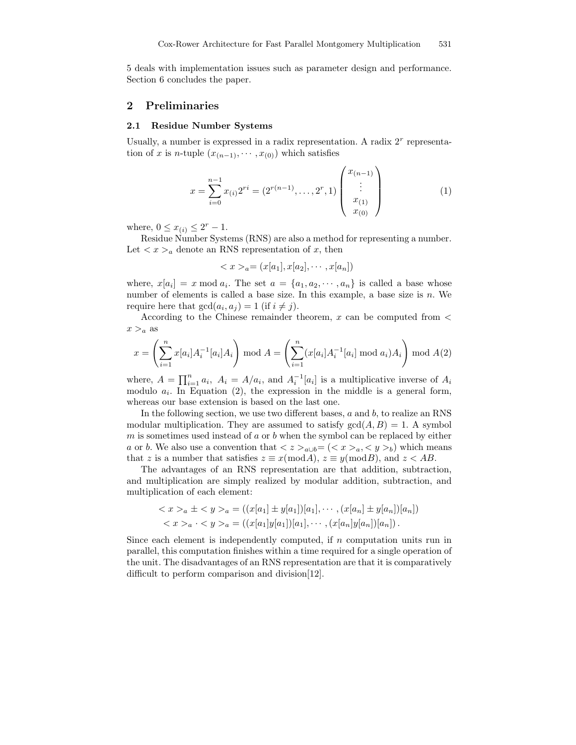5 deals with implementation issues such as parameter design and performance. Section 6 concludes the paper.

## 2 Preliminaries

### 2.1 Residue Number Systems

Usually, a number is expressed in a radix representation. A radix $2^r$ representation of $x$ is $n$-tuple $(x_{(n-1)}, \cdots, x_{(0)})$ which satisfies

$$x = \sum_{i=0}^{n-1} x_{(i)} 2^{ri} = (2^{r(n-1)}, \ldots, 2^r, 1) \begin{pmatrix} x_{(n-1)} \\ \vdots \\ x_{(1)} \\ x_{(0)} \end{pmatrix} \tag{1}$$

where, $0 \leq x_{(i)} \leq 2^r - 1$.

Residue Number Systems (RNS) are also a method for representing a number. Let $< x >_a$ denote an RNS representation of $x$, then

$$< x >_a = (x[a_1], x[a_2], \cdots, x[a_n])$$

where, $x[a_i] = x \bmod a_i$. The set $a = \{a_1, a_2, \cdots, a_n\}$ is called a base whose number of elements is called a base size. In this example, a base size is $n$. We require here that $\gcd(a_i, a_j) = 1$ (if $i \neq j$).

According to the Chinese remainder theorem, $x$ can be computed from $< x >_a$ as

$$x = \left( \sum_{i=1}^{n} x[a_i] A_i^{-1}[a_i] A_i \right) \bmod A = \left( \sum_{i=1}^{n} (x[a_i] A_i^{-1}[a_i] \bmod a_i) A_i \right) \bmod A \tag{2}$$

where, $A = \prod_{i=1}^{n} a_i$, $A_i = A/a_i$, and $A_i^{-1}[a_i]$ is a multiplicative inverse of $A_i$ modulo $a_i$. In Equation (2), the expression in the middle is a general form, whereas our base extension is based on the last one.

In the following section, we use two different bases, $a$ and $b$, to realize an RNS modular multiplication. They are assumed to satisfy $\gcd(A, B) = 1$. A symbol $m$ is sometimes used instead of $a$ or $b$ when the symbol can be replaced by either $a$ or $b$. We also use a convention that $< z >_{a \cup b} = (< x >_a, < y >_b)$ which means that $z$ is a number that satisfies $z \equiv x (\bmod A)$, $z \equiv y (\bmod B)$, and $z < AB$.

The advantages of an RNS representation are that addition, subtraction, and multiplication are simply realized by modular addition, subtraction, and multiplication of each element:

$$< x >_a \pm < y >_a = ((x[a_1] \pm y[a_1])[a_1], \cdots, (x[a_n] \pm y[a_n])[a_n])$$
$$< x >_a \cdot < y >_a = ((x[a_1] y[a_1])[a_1], \cdots, (x[a_n] y[a_n])[a_n]) .$$

Since each element is independently computed, if $n$ computation units run in parallel, this computation finishes within a time required for a single operation of the unit. The disadvantages of an RNS representation are that it is comparatively difficult to perform comparison and division[12].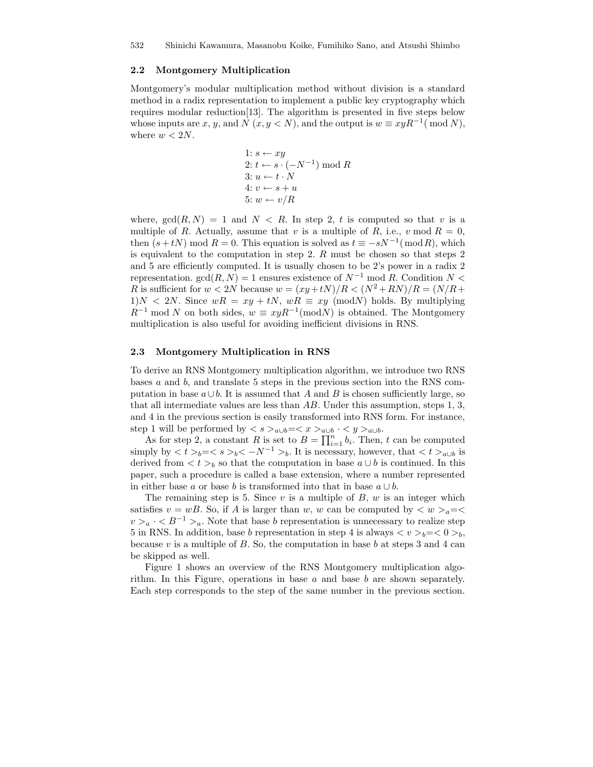### 2.2 Montgomery Multiplication

Montgomery's modular multiplication method without division is a standard method in a radix representation to implement a public key cryptography which requires modular reduction[13]. The algorithm is presented in five steps below whose inputs are $x$, $y$, and $N$ ($x, y < N$), and the output is $w \equiv xyR^{-1} (\bmod N)$, where $w < 2N$.

1: $s \leftarrow xy$
2: $t \leftarrow s \cdot (-N^{-1}) \bmod R$
3: $u \leftarrow t \cdot N$
4: $v \leftarrow s + u$
5: $w \leftarrow v/R$

where, $\gcd(R, N) = 1$ and $N < R$. In step 2, $t$ is computed so that $v$ is a multiple of $R$. Actually, assume that $v$ is a multiple of $R$, i.e., $v \bmod R = 0$, then $(s + tN) \bmod R = 0$. This equation is solved as $t \equiv -sN^{-1} (\bmod R)$, which is equivalent to the computation in step 2. $R$ must be chosen so that steps 2 and 5 are efficiently computed. It is usually chosen to be 2's power in a radix 2 representation. $\gcd(R, N) = 1$ ensures existence of $N^{-1} \bmod R$. Condition $N < R$ is sufficient for $w < 2N$ because $w = (xy + tN)/R < (N^2 + RN)/R = (N/R + 1)N < 2N$. Since $wR = xy + tN$, $wR \equiv xy \ (\bmod N)$ holds. By multiplying $R^{-1} \bmod N$ on both sides, $w \equiv xyR^{-1} (\bmod N)$ is obtained. The Montgomery multiplication is also useful for avoiding inefficient divisions in RNS.

### 2.3 Montgomery Multiplication in RNS

To derive an RNS Montgomery multiplication algorithm, we introduce two RNS bases $a$ and $b$, and translate 5 steps in the previous section into the RNS computation in base $a \cup b$. It is assumed that $A$ and $B$ is chosen sufficiently large, so that all intermediate values are less than $AB$. Under this assumption, steps 1, 3, and 4 in the previous section is easily transformed into RNS form. For instance, step 1 will be performed by $< s >_{a \cup b} = < x >_{a \cup b} \cdot < y >_{a \cup b}$.

As for step 2, a constant $R$ is set to $B = \prod_{i=1}^{n} b_i$. Then, $t$ can be computed simply by $< t >_b = < s >_b < -N^{-1} >_b$. It is necessary, however, that $< t >_{a \cup b}$ is derived from $< t >_b$ so that the computation in base $a \cup b$ is continued. In this paper, such a procedure is called a base extension, where a number represented in either base $a$ or base $b$ is transformed into that in base $a \cup b$.

The remaining step is 5. Since $v$ is a multiple of $B$, $w$ is an integer which satisfies $v = wB$. So, if $A$ is larger than $w$, $w$ can be computed by $< w >_a = < v >_a \cdot < B^{-1} >_a$. Note that base $b$ representation is unnecessary to realize step 5 in RNS. In addition, base $b$ representation in step 4 is always $< v >_b = < 0 >_b$, because $v$ is a multiple of $B$. So, the computation in base $b$ at steps 3 and 4 can be skipped as well.

Figure 1 shows an overview of the RNS Montgomery multiplication algorithm. In this Figure, operations in base $a$ and base $b$ are shown separately. Each step corresponds to the step of the same number in the previous section.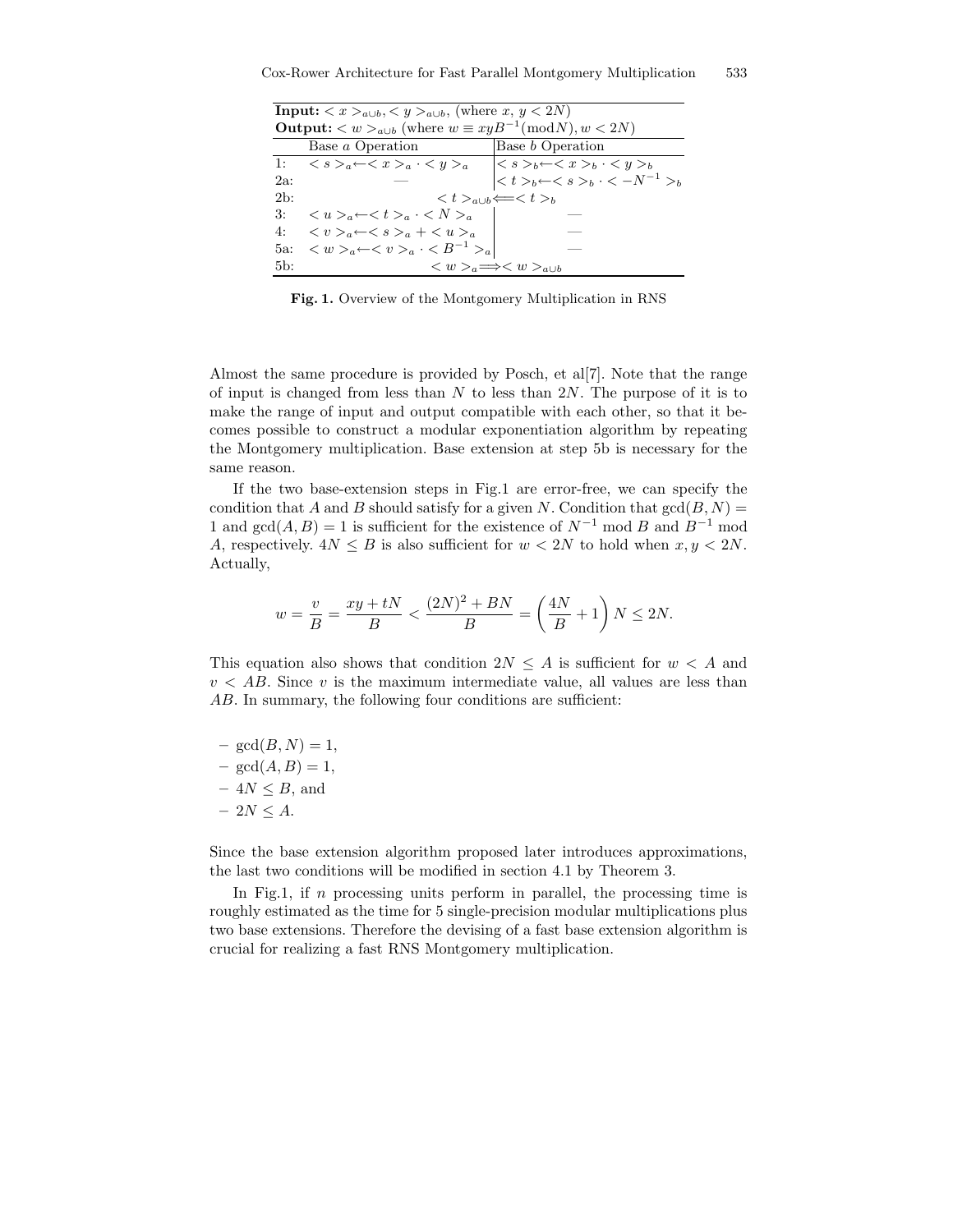| | Base $a$ Operation | Base $b$ Operation |
|---|---|---|
| **Input:** $< x >_{a\cup b}, < y >_{a\cup b}$, (where $x, y < 2N$) | | |
| **Output:** $< w >_{a\cup b}$ (where $w \equiv xyB^{-1} (\mathrm{mod} N), w < 2N$) | | |
| 1: | $< s >_a \leftarrow < x >_a \cdot < y >_a$ | $< s >_b \leftarrow < x >_b \cdot < y >_b$ |
| 2a: | — | $< t >_b \leftarrow < s >_b \cdot < -N^{-1} >_b$ |
| 2b: | $< t >_{a\cup b} \Longleftarrow < t >_b$ | |
| 3: | $< u >_a \leftarrow < t >_a \cdot < N >_a$ | — |
| 4: | $< v >_a \leftarrow < s >_a + < u >_a$ | — |
| 5a: | $< w >_a \leftarrow < v >_a \cdot < B^{-1} >_a$ | — |
| 5b: | $< w >_a \Longrightarrow < w >_{a\cup b}$ | |

**Fig. 1.** Overview of the Montgomery Multiplication in RNS

Almost the same procedure is provided by Posch, et al[7]. Note that the range of input is changed from less than $N$ to less than $2N$. The purpose of it is to make the range of input and output compatible with each other, so that it becomes possible to construct a modular exponentiation algorithm by repeating the Montgomery multiplication. Base extension at step 5b is necessary for the same reason.

If the two base-extension steps in Fig.1 are error-free, we can specify the condition that $A$ and $B$ should satisfy for a given $N$. Condition that $\gcd(B, N) = 1$ and $\gcd(A, B) = 1$ is sufficient for the existence of $N^{-1} \bmod B$ and $B^{-1} \bmod A$, respectively. $4N \leq B$ is also sufficient for $w < 2N$ to hold when $x, y < 2N$. Actually,

$$w = \frac{v}{B} = \frac{xy + tN}{B} < \frac{(2N)^2 + BN}{B} = \left(\frac{4N}{B} + 1\right) N \leq 2N.$$

This equation also shows that condition $2N \leq A$ is sufficient for $w < A$ and $v < AB$. Since $v$ is the maximum intermediate value, all values are less than $AB$. In summary, the following four conditions are sufficient:

- $\gcd(B, N) = 1$,
- $\gcd(A, B) = 1$,
- $4N \leq B$, and
- $2N \leq A$.

Since the base extension algorithm proposed later introduces approximations, the last two conditions will be modified in section 4.1 by Theorem 3.

In Fig.1, if $n$ processing units perform in parallel, the processing time is roughly estimated as the time for 5 single-precision modular multiplications plus two base extensions. Therefore the devising of a fast base extension algorithm is crucial for realizing a fast RNS Montgomery multiplication.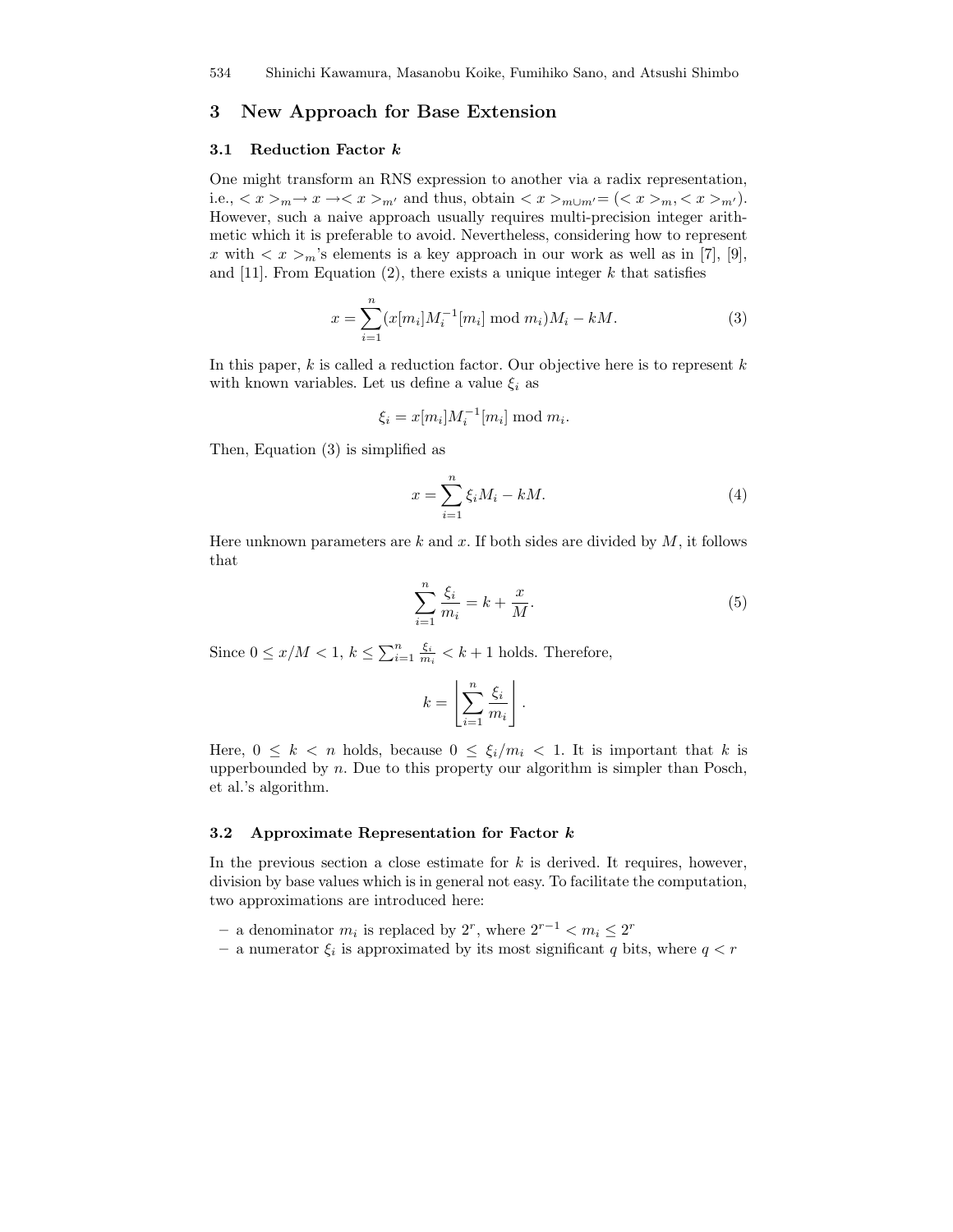## 3 New Approach for Base Extension

### 3.1 Reduction Factor $k$

One might transform an RNS expression to another via a radix representation, i.e., $< x >_m \rightarrow x \rightarrow < x >_{m'}$ and thus, obtain $< x >_{m \cup m'} = (< x >_m, < x >_{m'})$. However, such a naive approach usually requires multi-precision integer arithmetic which it is preferable to avoid. Nevertheless, considering how to represent $x$ with $< x >_m$'s elements is a key approach in our work as well as in [7], [9], and [11]. From Equation (2), there exists a unique integer $k$ that satisfies

$$x = \sum_{i=1}^{n} (x[m_i] M_i^{-1}[m_i] \bmod m_i) M_i - kM. \tag{3}$$

In this paper, $k$ is called a reduction factor. Our objective here is to represent $k$ with known variables. Let us define a value $\xi_i$ as

$$\xi_i = x[m_i] M_i^{-1}[m_i] \bmod m_i.$$

Then, Equation (3) is simplified as

$$x = \sum_{i=1}^{n} \xi_i M_i - kM. \tag{4}$$

Here unknown parameters are $k$ and $x$. If both sides are divided by $M$, it follows that

$$\sum_{i=1}^{n} \frac{\xi_i}{m_i} = k + \frac{x}{M}. \tag{5}$$

Since $0 \leq x/M < 1$, $k \leq \sum_{i=1}^{n} \frac{\xi_i}{m_i} < k + 1$ holds. Therefore,

$$k = \left\lfloor \sum_{i=1}^{n} \frac{\xi_i}{m_i} \right\rfloor.$$

Here, $0 \leq k < n$ holds, because $0 \leq \xi_i/m_i < 1$. It is important that $k$ is upperbounded by $n$. Due to this property our algorithm is simpler than Posch, et al.'s algorithm.

### 3.2 Approximate Representation for Factor $k$

In the previous section a close estimate for $k$ is derived. It requires, however, division by base values which is in general not easy. To facilitate the computation, two approximations are introduced here:

- a denominator $m_i$ is replaced by $2^r$, where $2^{r-1} < m_i \leq 2^r$
- a numerator $\xi_i$ is approximated by its most significant $q$ bits, where $q < r$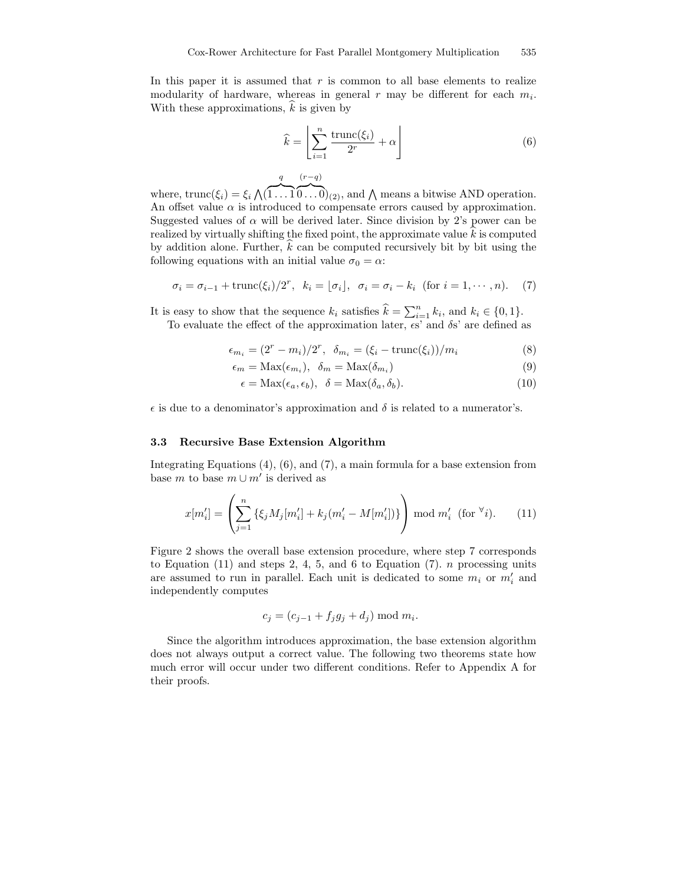In this paper it is assumed that $r$ is common to all base elements to realize modularity of hardware, whereas in general $r$ may be different for each $m_i$. With these approximations, $\widehat{k}$ is given by

$$\widehat{k} = \left\lfloor \sum_{i=1}^{n} \frac{\text{trunc}(\xi_i)}{2^r} + \alpha \right\rfloor \tag{6}$$

where, $\text{trunc}(\xi_i) = \xi_i \bigwedge (\overbrace{1 \ldots 1}^{q} \overbrace{0 \ldots 0}^{(r-q)})_{(2)}$, and $\bigwedge$ means a bitwise AND operation. An offset value $\alpha$ is introduced to compensate errors caused by approximation. Suggested values of $\alpha$ will be derived later. Since division by 2's power can be realized by virtually shifting the fixed point, the approximate value $\widehat{k}$ is computed by addition alone. Further, $\widehat{k}$ can be computed recursively bit by bit using the following equations with an initial value $\sigma_0 = \alpha$:

$$\sigma_i = \sigma_{i-1} + \text{trunc}(\xi_i)/2^r, \quad k_i = \lfloor \sigma_i \rfloor, \quad \sigma_i = \sigma_i - k_i \quad (\text{for } i = 1, \cdots, n). \tag{7}$$

It is easy to show that the sequence $k_i$ satisfies $\widehat{k} = \sum_{i=1}^{n} k_i$, and $k_i \in \{0, 1\}$.

To evaluate the effect of the approximation later, $\epsilon$s' and $\delta$s' are defined as

$$\epsilon_{m_i} = (2^r - m_i)/2^r, \quad \delta_{m_i} = (\xi_i - \text{trunc}(\xi_i))/m_i \tag{8}$$

$$\epsilon_m = \text{Max}(\epsilon_{m_i}), \quad \delta_m = \text{Max}(\delta_{m_i}) \tag{9}$$

$$\epsilon = \text{Max}(\epsilon_a, \epsilon_b), \quad \delta = \text{Max}(\delta_a, \delta_b). \tag{10}$$

$\epsilon$ is due to a denominator's approximation and $\delta$ is related to a numerator's.

### 3.3 Recursive Base Extension Algorithm

Integrating Equations (4), (6), and (7), a main formula for a base extension from base $m$ to base $m \cup m'$ is derived as

$$x[m'_i] = \left( \sum_{j=1}^{n} \{\xi_j M_j[m'_i] + k_j(m'_i - M[m'_i])\} \right) \bmod m'_i \quad (\text{for } ^\forall i). \tag{11}$$

Figure 2 shows the overall base extension procedure, where step 7 corresponds to Equation (11) and steps 2, 4, 5, and 6 to Equation (7). $n$ processing units are assumed to run in parallel. Each unit is dedicated to some $m_i$ or $m'_i$ and independently computes

$$c_j = (c_{j-1} + f_j g_j + d_j) \bmod m_i.$$

Since the algorithm introduces approximation, the base extension algorithm does not always output a correct value. The following two theorems state how much error will occur under two different conditions. Refer to Appendix A for their proofs.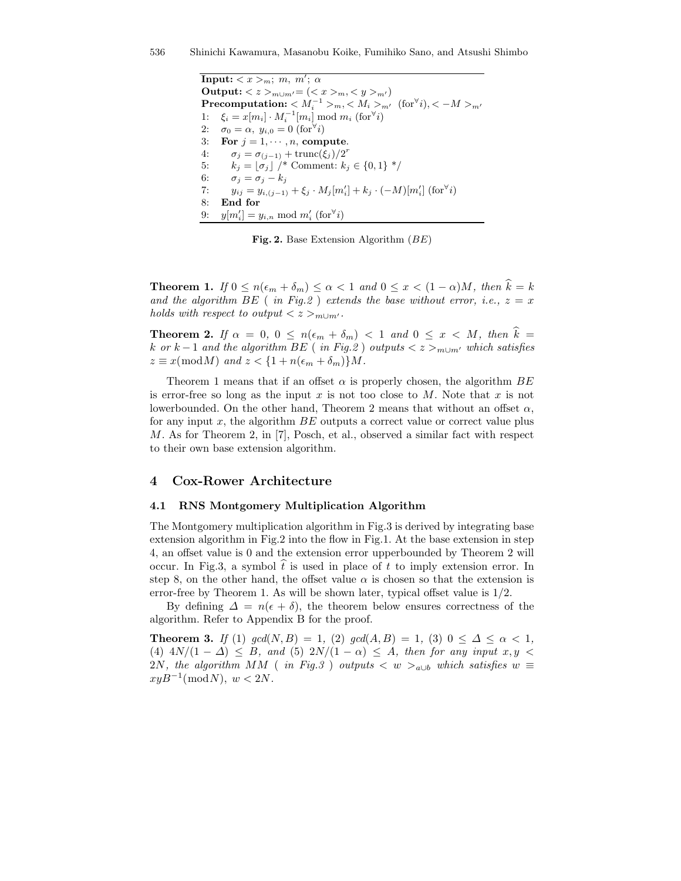**Input:** $< x >_m$; $m$, $m'$; $\alpha$
**Output:** $< z >_{m \cup m'} = (< x >_m, < y >_{m'})$
**Precomputation:** $< M_i^{-1} >_m, < M_i >_{m'}$ (for$^\forall i$), $< -M >_{m'}$

```
1:  ξ_i = x[m_i] · M_i^{-1}[m_i] mod m_i (for∀i)
2:  σ_0 = α, y_{i,0} = 0 (for∀i)
3:  For j = 1, ··· , n, compute.
4:      σ_j = σ_(j−1) + trunc(ξ_j)/2^r
5:      k_j = ⌊σ_j⌋ /* Comment: k_j ∈ {0, 1} */
6:      σ_j = σ_j − k_j
7:      y_ij = y_{i,(j−1)} + ξ_j · M_j[m'_i] + k_j · (−M)[m'_i] (for∀i)
8:  End for
9:  y[m'_i] = y_{i,n} mod m'_i (for∀i)
```

**Fig. 2.** Base Extension Algorithm ($BE$)

**Theorem 1.** *If* $0 \le n(\epsilon_m + \delta_m) \le \alpha < 1$ *and* $0 \le x < (1 - \alpha)M$*, then* $\widehat{k} = k$ *and the algorithm BE ( in Fig.2 ) extends the base without error, i.e.,* $z = x$ *holds with respect to output* $< z >_{m \cup m'}$*.*

**Theorem 2.** *If* $\alpha = 0$*,* $0 \le n(\epsilon_m + \delta_m) < 1$ *and* $0 \le x < M$*, then* $\widehat{k} = k$ *or* $k - 1$ *and the algorithm BE ( in Fig.2 ) outputs* $< z >_{m \cup m'}$ *which satisfies* $z \equiv x (\text{mod} M)$ *and* $z < \{1 + n(\epsilon_m + \delta_m)\}M$*.*

Theorem 1 means that if an offset $\alpha$ is properly chosen, the algorithm $BE$ is error-free so long as the input $x$ is not too close to $M$. Note that $x$ is not lowerbounded. On the other hand, Theorem 2 means that without an offset $\alpha$, for any input $x$, the algorithm $BE$ outputs a correct value or correct value plus $M$. As for Theorem 2, in [7], Posch, et al., observed a similar fact with respect to their own base extension algorithm.

## 4 Cox-Rower Architecture

### 4.1 RNS Montgomery Multiplication Algorithm

The Montgomery multiplication algorithm in Fig.3 is derived by integrating base extension algorithm in Fig.2 into the flow in Fig.1. At the base extension in step 4, an offset value is 0 and the extension error upperbounded by Theorem 2 will occur. In Fig.3, a symbol $\widehat{t}$ is used in place of $t$ to imply extension error. In step 8, on the other hand, the offset value $\alpha$ is chosen so that the extension is error-free by Theorem 1. As will be shown later, typical offset value is $1/2$.

By defining $\Delta = n(\epsilon + \delta)$, the theorem below ensures correctness of the algorithm. Refer to Appendix B for the proof.

**Theorem 3.** *If (1)* $gcd(N, B) = 1$*, (2)* $gcd(A, B) = 1$*, (3)* $0 \le \Delta \le \alpha < 1$*, (4)* $4N/(1 - \Delta) \le B$*, and (5)* $2N/(1 - \alpha) \le A$*, then for any input* $x, y < 2N$*, the algorithm MM ( in Fig.3 ) outputs* $< w >_{a \cup b}$ *which satisfies* $w \equiv xyB^{-1}(\text{mod} N)$*,* $w < 2N$*.*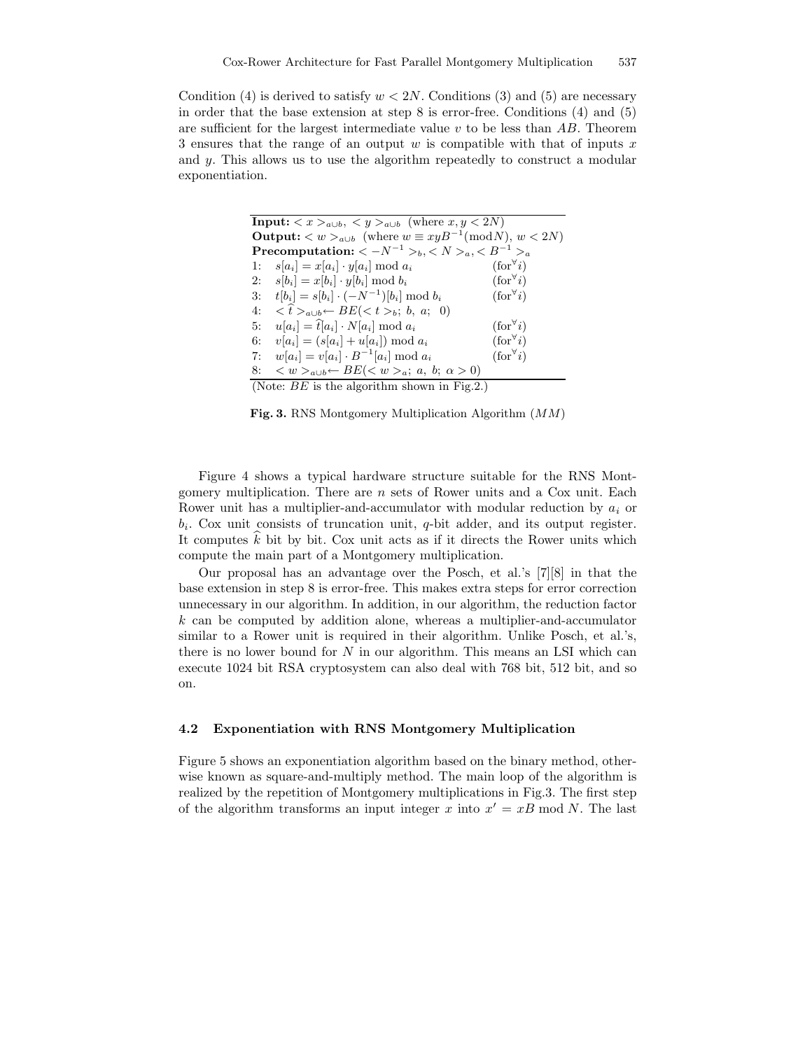Condition (4) is derived to satisfy $w < 2N$. Conditions (3) and (5) are necessary in order that the base extension at step 8 is error-free. Conditions (4) and (5) are sufficient for the largest intermediate value $v$ to be less than $AB$. Theorem 3 ensures that the range of an output $w$ is compatible with that of inputs $x$ and $y$. This allows us to use the algorithm repeatedly to construct a modular exponentiation.

**Input:** $< x >_{a \cup b}$, $< y >_{a \cup b}$ (where $x, y < 2N$)
**Output:** $< w >_{a \cup b}$ (where $w \equiv xyB^{-1} (\bmod N)$, $w < 2N$)
**Precomputation:** $< -N^{-1} >_b$, $< N >_a$, $< B^{-1} >_a$

| | | |
|---|---|---|
| 1: | $s[a_i] = x[a_i] \cdot y[a_i] \bmod a_i$ | $(\text{for}^{\forall} i)$ |
| 2: | $s[b_i] = x[b_i] \cdot y[b_i] \bmod b_i$ | $(\text{for}^{\forall} i)$ |
| 3: | $t[b_i] = s[b_i] \cdot (-N^{-1})[b_i] \bmod b_i$ | $(\text{for}^{\forall} i)$ |
| 4: | $< \widehat{t} >_{a \cup b} \leftarrow BE(< t >_b;\ b,\ a;\ \ 0)$ | |
| 5: | $u[a_i] = \widehat{t}[a_i] \cdot N[a_i] \bmod a_i$ | $(\text{for}^{\forall} i)$ |
| 6: | $v[a_i] = (s[a_i] + u[a_i]) \bmod a_i$ | $(\text{for}^{\forall} i)$ |
| 7: | $w[a_i] = v[a_i] \cdot B^{-1}[a_i] \bmod a_i$ | $(\text{for}^{\forall} i)$ |
| 8: | $< w >_{a \cup b} \leftarrow BE(< w >_a;\ a,\ b;\ \alpha > 0)$ | |

(Note: $BE$ is the algorithm shown in Fig.2.)

**Fig. 3.** RNS Montgomery Multiplication Algorithm ($MM$)

Figure 4 shows a typical hardware structure suitable for the RNS Montgomery multiplication. There are $n$ sets of Rower units and a Cox unit. Each Rower unit has a multiplier-and-accumulator with modular reduction by $a_i$ or $b_i$. Cox unit consists of truncation unit, $q$-bit adder, and its output register. It computes $\widehat{k}$ bit by bit. Cox unit acts as if it directs the Rower units which compute the main part of a Montgomery multiplication.

Our proposal has an advantage over the Posch, et al.'s [7][8] in that the base extension in step 8 is error-free. This makes extra steps for error correction unnecessary in our algorithm. In addition, in our algorithm, the reduction factor $k$ can be computed by addition alone, whereas a multiplier-and-accumulator similar to a Rower unit is required in their algorithm. Unlike Posch, et al.'s, there is no lower bound for $N$ in our algorithm. This means an LSI which can execute 1024 bit RSA cryptosystem can also deal with 768 bit, 512 bit, and so on.

### 4.2 Exponentiation with RNS Montgomery Multiplication

Figure 5 shows an exponentiation algorithm based on the binary method, otherwise known as square-and-multiply method. The main loop of the algorithm is realized by the repetition of Montgomery multiplications in Fig.3. The first step of the algorithm transforms an input integer $x$ into $x' = xB \bmod N$. The last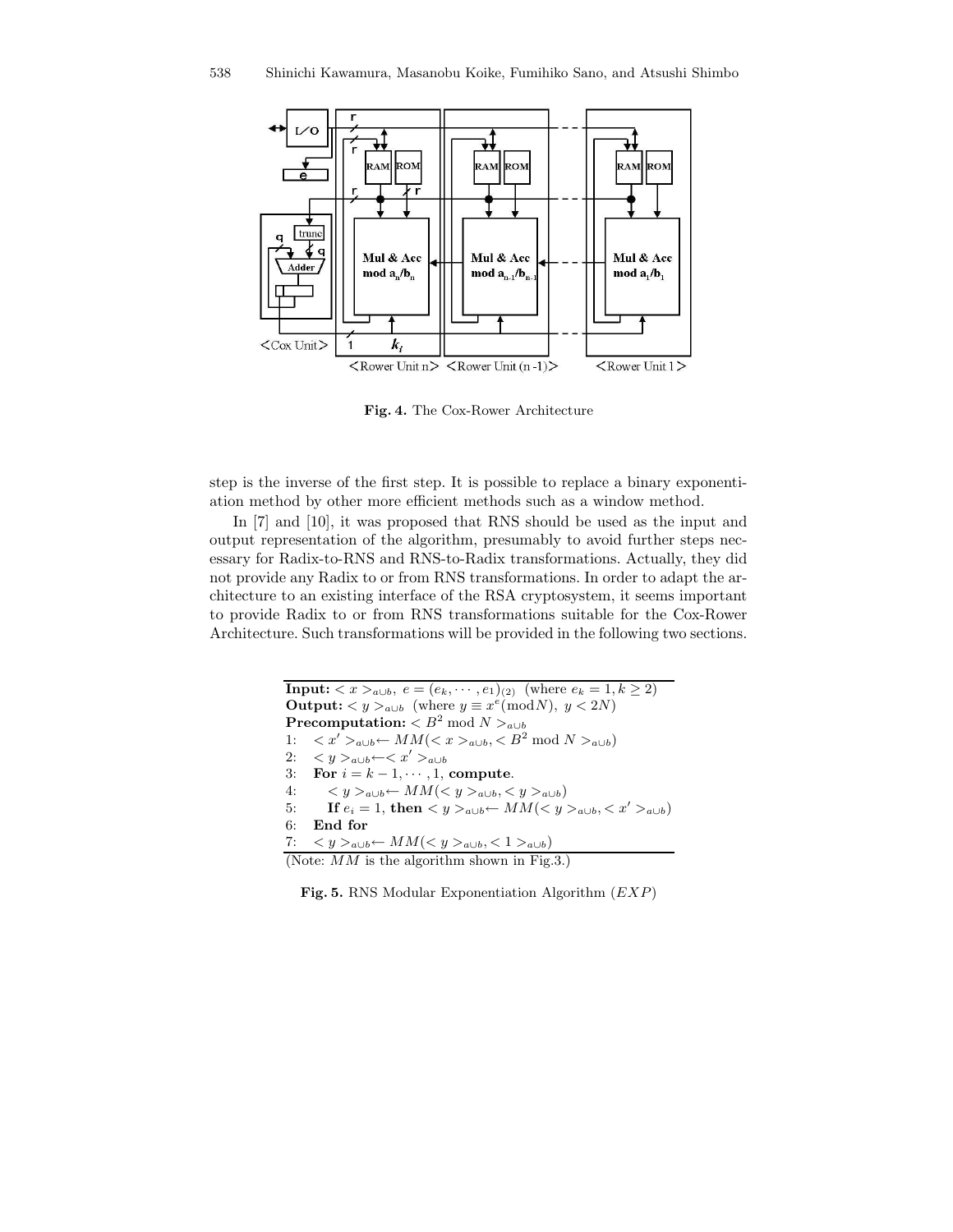Fig. 4. The Cox-Rower Architecture

step is the inverse of the first step. It is possible to replace a binary exponentiation method by other more efficient methods such as a window method.

In [7] and [10], it was proposed that RNS should be used as the input and output representation of the algorithm, presumably to avoid further steps necessary for Radix-to-RNS and RNS-to-Radix transformations. Actually, they did not provide any Radix to or from RNS transformations. In order to adapt the architecture to an existing interface of the RSA cryptosystem, it seems important to provide Radix to or from RNS transformations suitable for the Cox-Rower Architecture. Such transformations will be provided in the following two sections.

**Input:** $< x >_{a\cup b},\ e = (e_k, \cdots, e_1)_{(2)}$ (where $e_k = 1, k \geq 2$)
**Output:** $< y >_{a\cup b}$ (where $y \equiv x^e (\bmod N),\ y < 2N$)
**Precomputation:** $< B^2 \bmod N >_{a\cup b}$
1: $< x' >_{a\cup b} \leftarrow MM(< x >_{a\cup b}, < B^2 \bmod N >_{a\cup b})$
2: $< y >_{a\cup b} \leftarrow < x' >_{a\cup b}$
3: **For** $i = k-1, \cdots, 1$, **compute**.
4: $< y >_{a\cup b} \leftarrow MM(< y >_{a\cup b}, < y >_{a\cup b})$
5: **If** $e_i = 1$, **then** $< y >_{a\cup b} \leftarrow MM(< y >_{a\cup b}, < x' >_{a\cup b})$
6: **End for**
7: $< y >_{a\cup b} \leftarrow MM(< y >_{a\cup b}, < 1 >_{a\cup b})$
(Note: $MM$ is the algorithm shown in Fig.3.)

**Fig. 5.** RNS Modular Exponentiation Algorithm ($EXP$)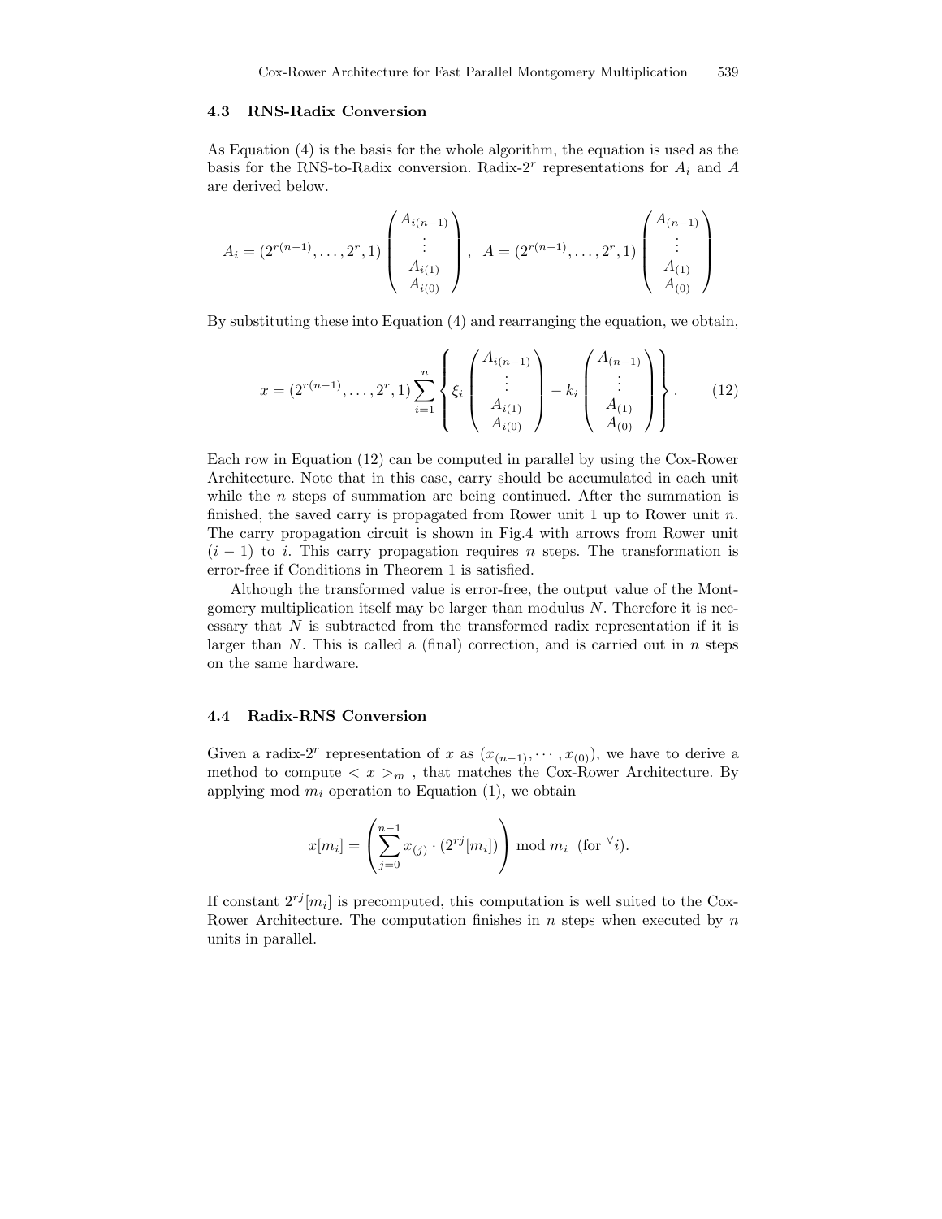### 4.3 RNS-Radix Conversion

As Equation (4) is the basis for the whole algorithm, the equation is used as the basis for the RNS-to-Radix conversion. Radix-$2^r$ representations for $A_i$ and $A$ are derived below.

$$A_i = (2^{r(n-1)}, \ldots, 2^r, 1) \begin{pmatrix} A_{i(n-1)} \\ \vdots \\ A_{i(1)} \\ A_{i(0)} \end{pmatrix}, \quad A = (2^{r(n-1)}, \ldots, 2^r, 1) \begin{pmatrix} A_{(n-1)} \\ \vdots \\ A_{(1)} \\ A_{(0)} \end{pmatrix}$$

By substituting these into Equation (4) and rearranging the equation, we obtain,

$$x = (2^{r(n-1)}, \ldots, 2^r, 1) \sum_{i=1}^{n} \left\{ \xi_i \begin{pmatrix} A_{i(n-1)} \\ \vdots \\ A_{i(1)} \\ A_{i(0)} \end{pmatrix} - k_i \begin{pmatrix} A_{(n-1)} \\ \vdots \\ A_{(1)} \\ A_{(0)} \end{pmatrix} \right\}. \tag{12}$$

Each row in Equation (12) can be computed in parallel by using the Cox-Rower Architecture. Note that in this case, carry should be accumulated in each unit while the $n$ steps of summation are being continued. After the summation is finished, the saved carry is propagated from Rower unit 1 up to Rower unit $n$. The carry propagation circuit is shown in Fig.4 with arrows from Rower unit $(i-1)$ to $i$. This carry propagation requires $n$ steps. The transformation is error-free if Conditions in Theorem 1 is satisfied.

Although the transformed value is error-free, the output value of the Montgomery multiplication itself may be larger than modulus $N$. Therefore it is necessary that $N$ is subtracted from the transformed radix representation if it is larger than $N$. This is called a (final) correction, and is carried out in $n$ steps on the same hardware.

### 4.4 Radix-RNS Conversion

Given a radix-$2^r$ representation of $x$ as $(x_{(n-1)}, \cdots, x_{(0)})$, we have to derive a method to compute $< x >_m$ , that matches the Cox-Rower Architecture. By applying mod $m_i$ operation to Equation (1), we obtain

$$x[m_i] = \left( \sum_{j=0}^{n-1} x_{(j)} \cdot (2^{rj}[m_i]) \right) \bmod m_i \ \ (\text{for } {}^{\forall} i).$$

If constant $2^{rj}[m_i]$ is precomputed, this computation is well suited to the Cox-Rower Architecture. The computation finishes in $n$ steps when executed by $n$ units in parallel.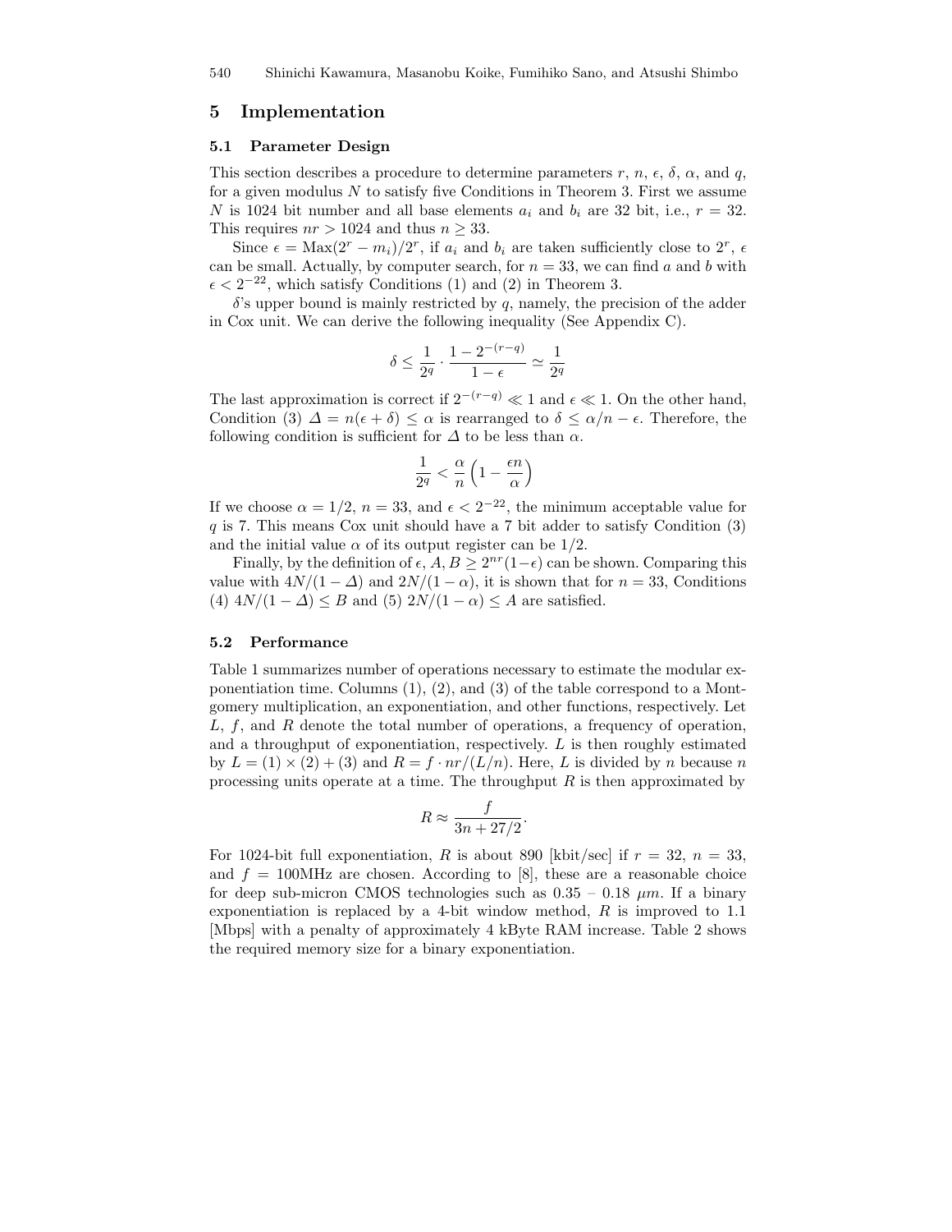## 5 Implementation

### 5.1 Parameter Design

This section describes a procedure to determine parameters $r$, $n$, $\epsilon$, $\delta$, $\alpha$, and $q$, for a given modulus $N$ to satisfy five Conditions in Theorem 3. First we assume $N$ is 1024 bit number and all base elements $a_i$ and $b_i$ are 32 bit, i.e., $r = 32$. This requires $nr > 1024$ and thus $n \geq 33$.

Since $\epsilon = \mathrm{Max}(2^r - m_i)/2^r$, if $a_i$ and $b_i$ are taken sufficiently close to $2^r$, $\epsilon$ can be small. Actually, by computer search, for $n = 33$, we can find $a$ and $b$ with $\epsilon < 2^{-22}$, which satisfy Conditions (1) and (2) in Theorem 3.

$\delta$'s upper bound is mainly restricted by $q$, namely, the precision of the adder in Cox unit. We can derive the following inequality (See Appendix C).

$$\delta \leq \frac{1}{2^q} \cdot \frac{1 - 2^{-(r-q)}}{1 - \epsilon} \simeq \frac{1}{2^q}$$

The last approximation is correct if $2^{-(r-q)} \ll 1$ and $\epsilon \ll 1$. On the other hand, Condition (3) $\Delta = n(\epsilon + \delta) \leq \alpha$ is rearranged to $\delta \leq \alpha/n - \epsilon$. Therefore, the following condition is sufficient for $\Delta$ to be less than $\alpha$.

$$\frac{1}{2^q} < \frac{\alpha}{n}\left(1 - \frac{\epsilon n}{\alpha}\right)$$

If we choose $\alpha = 1/2$, $n = 33$, and $\epsilon < 2^{-22}$, the minimum acceptable value for $q$ is 7. This means Cox unit should have a 7 bit adder to satisfy Condition (3) and the initial value $\alpha$ of its output register can be 1/2.

Finally, by the definition of $\epsilon$, $A, B \geq 2^{nr}(1-\epsilon)$ can be shown. Comparing this value with $4N/(1-\Delta)$ and $2N/(1-\alpha)$, it is shown that for $n = 33$, Conditions (4) $4N/(1-\Delta) \leq B$ and (5) $2N/(1-\alpha) \leq A$ are satisfied.

### 5.2 Performance

Table 1 summarizes number of operations necessary to estimate the modular exponentiation time. Columns (1), (2), and (3) of the table correspond to a Montgomery multiplication, an exponentiation, and other functions, respectively. Let $L$, $f$, and $R$ denote the total number of operations, a frequency of operation, and a throughput of exponentiation, respectively. $L$ is then roughly estimated by $L = (1) \times (2) + (3)$ and $R = f \cdot nr/(L/n)$. Here, $L$ is divided by $n$ because $n$ processing units operate at a time. The throughput $R$ is then approximated by

$$R \approx \frac{f}{3n + 27/2}.$$

For 1024-bit full exponentiation, $R$ is about 890 [kbit/sec] if $r = 32$, $n = 33$, and $f = 100$MHz are chosen. According to [8], these are a reasonable choice for deep sub-micron CMOS technologies such as 0.35 – 0.18 $\mu m$. If a binary exponentiation is replaced by a 4-bit window method, $R$ is improved to 1.1 [Mbps] with a penalty of approximately 4 kByte RAM increase. Table 2 shows the required memory size for a binary exponentiation.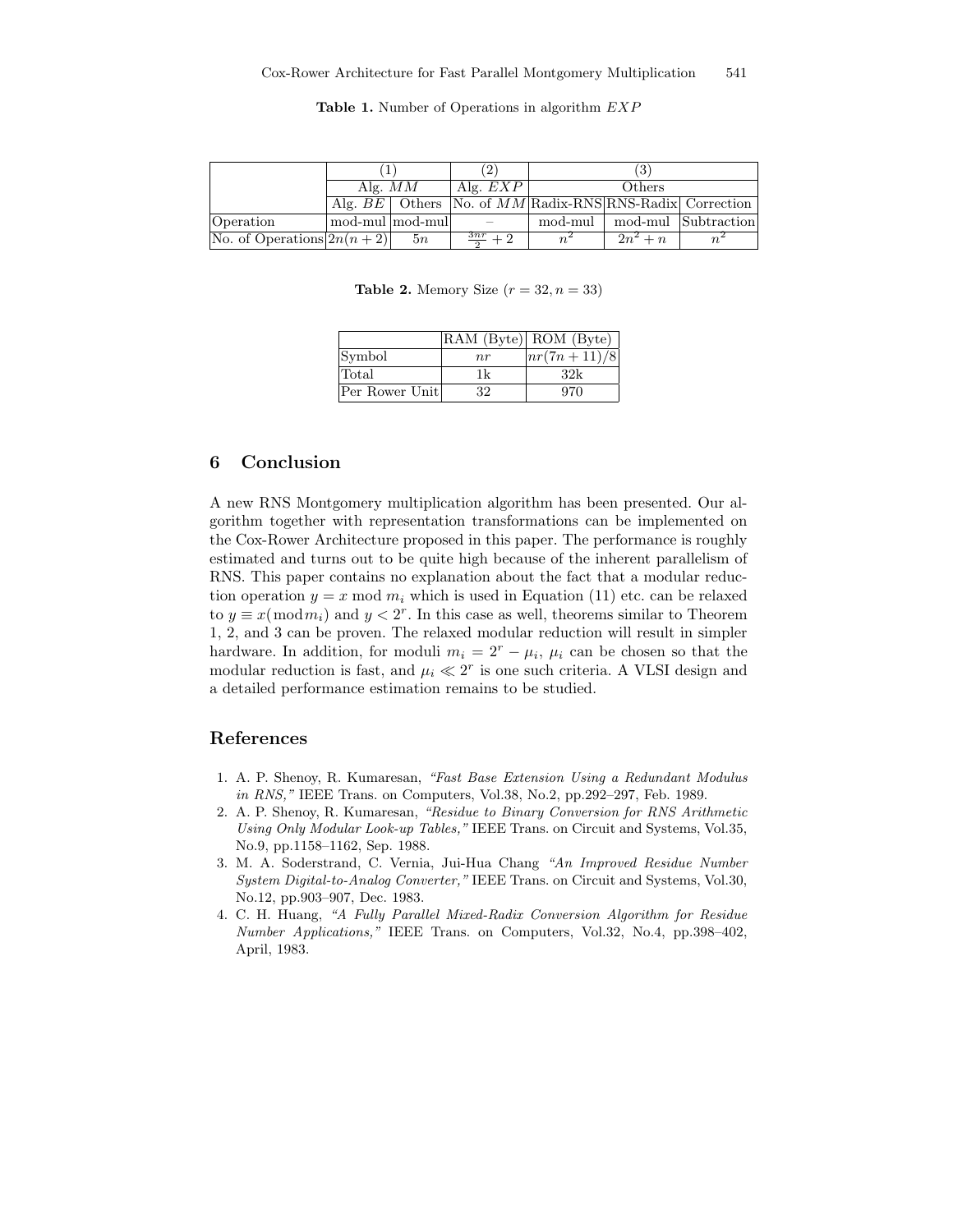**Table 1.** Number of Operations in algorithm $EXP$

| | (1) | | (2) | (3) | | |
|---|---|---|---|---|---|---|
| | Alg. $MM$ | | Alg. $EXP$ | Others | | |
| | Alg. $BE$ | Others | No. of $MM$ | Radix-RNS | RNS-Radix | Correction |
| Operation | mod-mul | mod-mul | – | mod-mul | mod-mul | Subtraction |
| No. of Operations | $2n(n+2)$ | $5n$ | $\frac{3nr}{2}+2$ | $n^2$ | $2n^2+n$ | $n^2$ |

**Table 2.** Memory Size ($r = 32, n = 33$)

| | RAM (Byte) | ROM (Byte) |
|---|---|---|
| Symbol | $nr$ | $nr(7n+11)/8$ |
| Total | 1k | 32k |
| Per Rower Unit | 32 | 970 |

## 6 Conclusion

A new RNS Montgomery multiplication algorithm has been presented. Our algorithm together with representation transformations can be implemented on the Cox-Rower Architecture proposed in this paper. The performance is roughly estimated and turns out to be quite high because of the inherent parallelism of RNS. This paper contains no explanation about the fact that a modular reduction operation $y = x \bmod m_i$ which is used in Equation (11) etc. can be relaxed to $y \equiv x (\bmod m_i)$ and $y < 2^r$. In this case as well, theorems similar to Theorem 1, 2, and 3 can be proven. The relaxed modular reduction will result in simpler hardware. In addition, for moduli $m_i = 2^r - \mu_i$, $\mu_i$ can be chosen so that the modular reduction is fast, and $\mu_i \ll 2^r$ is one such criteria. A VLSI design and a detailed performance estimation remains to be studied.

## References

1. A. P. Shenoy, R. Kumaresan, *"Fast Base Extension Using a Redundant Modulus in RNS,"* IEEE Trans. on Computers, Vol.38, No.2, pp.292–297, Feb. 1989.
2. A. P. Shenoy, R. Kumaresan, *"Residue to Binary Conversion for RNS Arithmetic Using Only Modular Look-up Tables,"* IEEE Trans. on Circuit and Systems, Vol.35, No.9, pp.1158–1162, Sep. 1988.
3. M. A. Soderstrand, C. Vernia, Jui-Hua Chang *"An Improved Residue Number System Digital-to-Analog Converter,"* IEEE Trans. on Circuit and Systems, Vol.30, No.12, pp.903–907, Dec. 1983.
4. C. H. Huang, *"A Fully Parallel Mixed-Radix Conversion Algorithm for Residue Number Applications,"* IEEE Trans. on Computers, Vol.32, No.4, pp.398–402, April, 1983.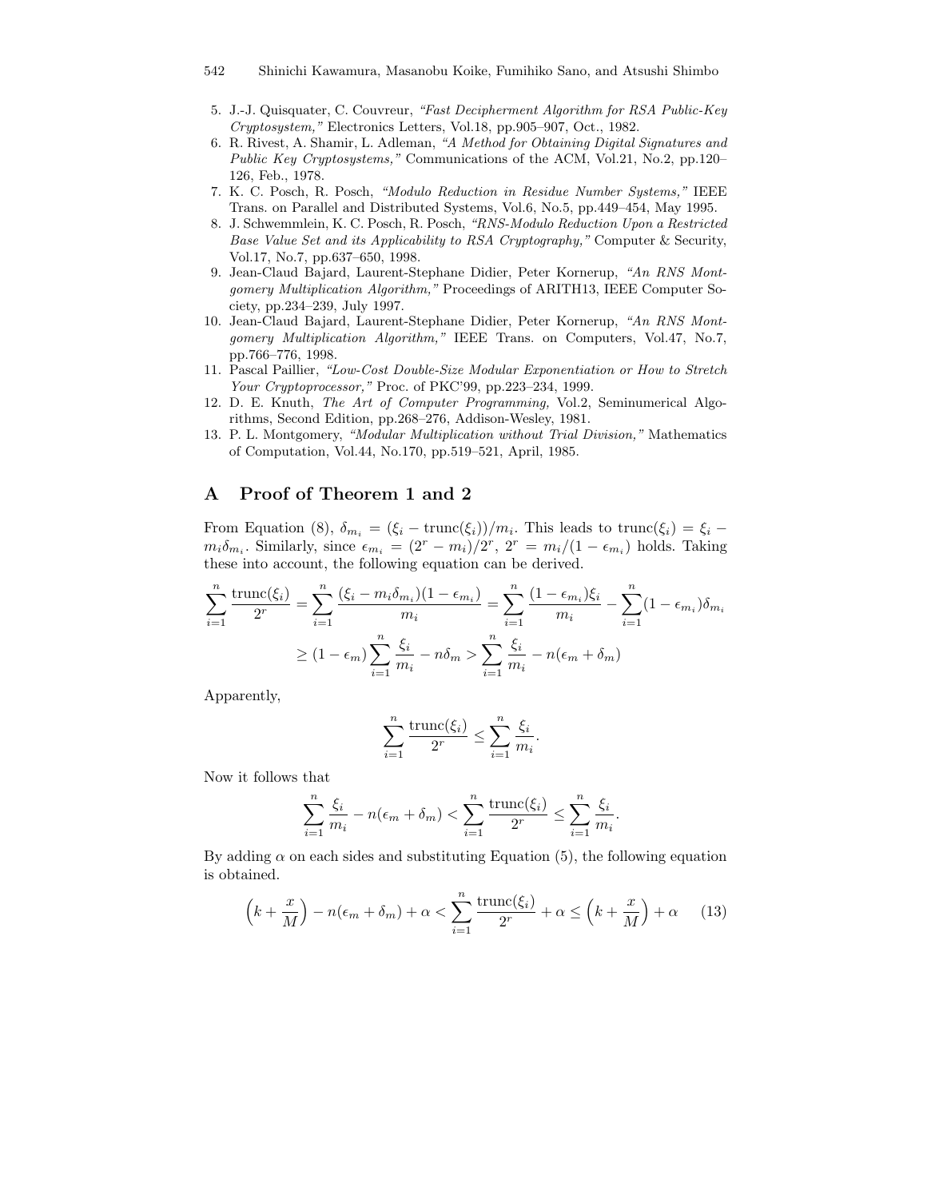5. J.-J. Quisquater, C. Couvreur, *"Fast Decipherment Algorithm for RSA Public-Key Cryptosystem,"* Electronics Letters, Vol.18, pp.905–907, Oct., 1982.
6. R. Rivest, A. Shamir, L. Adleman, *"A Method for Obtaining Digital Signatures and Public Key Cryptosystems,"* Communications of the ACM, Vol.21, No.2, pp.120–126, Feb., 1978.
7. K. C. Posch, R. Posch, *"Modulo Reduction in Residue Number Systems,"* IEEE Trans. on Parallel and Distributed Systems, Vol.6, No.5, pp.449–454, May 1995.
8. J. Schwemmlein, K. C. Posch, R. Posch, *"RNS-Modulo Reduction Upon a Restricted Base Value Set and its Applicability to RSA Cryptography,"* Computer & Security, Vol.17, No.7, pp.637–650, 1998.
9. Jean-Claud Bajard, Laurent-Stephane Didier, Peter Kornerup, *"An RNS Montgomery Multiplication Algorithm,"* Proceedings of ARITH13, IEEE Computer Society, pp.234–239, July 1997.
10. Jean-Claud Bajard, Laurent-Stephane Didier, Peter Kornerup, *"An RNS Montgomery Multiplication Algorithm,"* IEEE Trans. on Computers, Vol.47, No.7, pp.766–776, 1998.
11. Pascal Paillier, *"Low-Cost Double-Size Modular Exponentiation or How to Stretch Your Cryptoprocessor,"* Proc. of PKC'99, pp.223–234, 1999.
12. D. E. Knuth, *The Art of Computer Programming,* Vol.2, Seminumerical Algorithms, Second Edition, pp.268–276, Addison-Wesley, 1981.
13. P. L. Montgomery, *"Modular Multiplication without Trial Division,"* Mathematics of Computation, Vol.44, No.170, pp.519–521, April, 1985.

# A Proof of Theorem 1 and 2

From Equation (8), $\delta_{m_i} = (\xi_i - \text{trunc}(\xi_i))/m_i$. This leads to $\text{trunc}(\xi_i) = \xi_i - m_i\delta_{m_i}$. Similarly, since $\epsilon_{m_i} = (2^r - m_i)/2^r$, $2^r = m_i/(1-\epsilon_{m_i})$ holds. Taking these into account, the following equation can be derived.

$$\sum_{i=1}^{n} \frac{\text{trunc}(\xi_i)}{2^r} = \sum_{i=1}^{n} \frac{(\xi_i - m_i\delta_{m_i})(1-\epsilon_{m_i})}{m_i} = \sum_{i=1}^{n} \frac{(1-\epsilon_{m_i})\xi_i}{m_i} - \sum_{i=1}^{n}(1-\epsilon_{m_i})\delta_{m_i}$$

$$\geq (1-\epsilon_m)\sum_{i=1}^{n}\frac{\xi_i}{m_i} - n\delta_m > \sum_{i=1}^{n}\frac{\xi_i}{m_i} - n(\epsilon_m + \delta_m)$$

Apparently,

$$\sum_{i=1}^{n} \frac{\text{trunc}(\xi_i)}{2^r} \leq \sum_{i=1}^{n} \frac{\xi_i}{m_i}.$$

Now it follows that

$$\sum_{i=1}^{n}\frac{\xi_i}{m_i} - n(\epsilon_m + \delta_m) < \sum_{i=1}^{n} \frac{\text{trunc}(\xi_i)}{2^r} \leq \sum_{i=1}^{n} \frac{\xi_i}{m_i}.$$

By adding $\alpha$ on each sides and substituting Equation (5), the following equation is obtained.

$$\left(k + \frac{x}{M}\right) - n(\epsilon_m + \delta_m) + \alpha < \sum_{i=1}^{n} \frac{\text{trunc}(\xi_i)}{2^r} + \alpha \leq \left(k + \frac{x}{M}\right) + \alpha \qquad (13)$$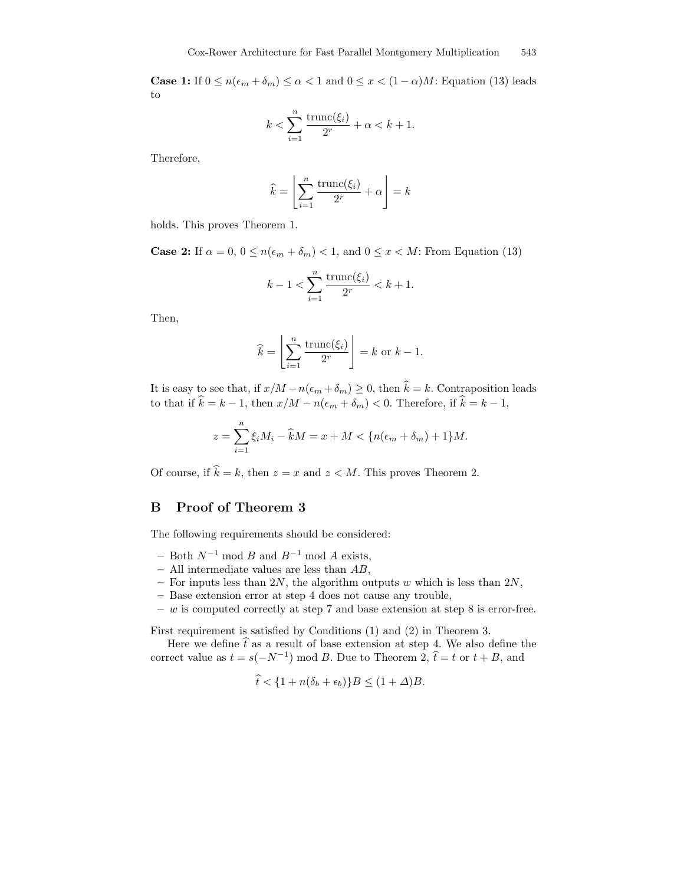**Case 1:** If $0 \leq n(\epsilon_m + \delta_m) \leq \alpha < 1$ and $0 \leq x < (1-\alpha)M$: Equation (13) leads to

$$k < \sum_{i=1}^{n} \frac{\mathrm{trunc}(\xi_i)}{2^r} + \alpha < k + 1.$$

Therefore,

$$\widehat{k} = \left\lfloor \sum_{i=1}^{n} \frac{\mathrm{trunc}(\xi_i)}{2^r} + \alpha \right\rfloor = k$$

holds. This proves Theorem 1.

**Case 2:** If $\alpha = 0$, $0 \leq n(\epsilon_m + \delta_m) < 1$, and $0 \leq x < M$: From Equation (13)

$$k - 1 < \sum_{i=1}^{n} \frac{\mathrm{trunc}(\xi_i)}{2^r} < k + 1.$$

Then,

$$\widehat{k} = \left\lfloor \sum_{i=1}^{n} \frac{\mathrm{trunc}(\xi_i)}{2^r} \right\rfloor = k \text{ or } k - 1.$$

It is easy to see that, if $x/M - n(\epsilon_m + \delta_m) \geq 0$, then $\widehat{k} = k$. Contraposition leads to that if $\widehat{k} = k - 1$, then $x/M - n(\epsilon_m + \delta_m) < 0$. Therefore, if $\widehat{k} = k - 1$,

$$z = \sum_{i=1}^{n} \xi_i M_i - \widehat{k} M = x + M < \{n(\epsilon_m + \delta_m) + 1\}M.$$

Of course, if $\widehat{k} = k$, then $z = x$ and $z < M$. This proves Theorem 2.

## B Proof of Theorem 3

The following requirements should be considered:

- Both $N^{-1} \bmod B$ and $B^{-1} \bmod A$ exists,
- All intermediate values are less than $AB$,
- For inputs less than $2N$, the algorithm outputs $w$ which is less than $2N$,
- Base extension error at step 4 does not cause any trouble,
- $w$ is computed correctly at step 7 and base extension at step 8 is error-free.

First requirement is satisfied by Conditions (1) and (2) in Theorem 3.

Here we define $\widehat{t}$ as a result of base extension at step 4. We also define the correct value as $t = s(-N^{-1}) \bmod B$. Due to Theorem 2, $\widehat{t} = t$ or $t + B$, and

$$\widehat{t} < \{1 + n(\delta_b + \epsilon_b)\}B \leq (1 + \Delta)B.$$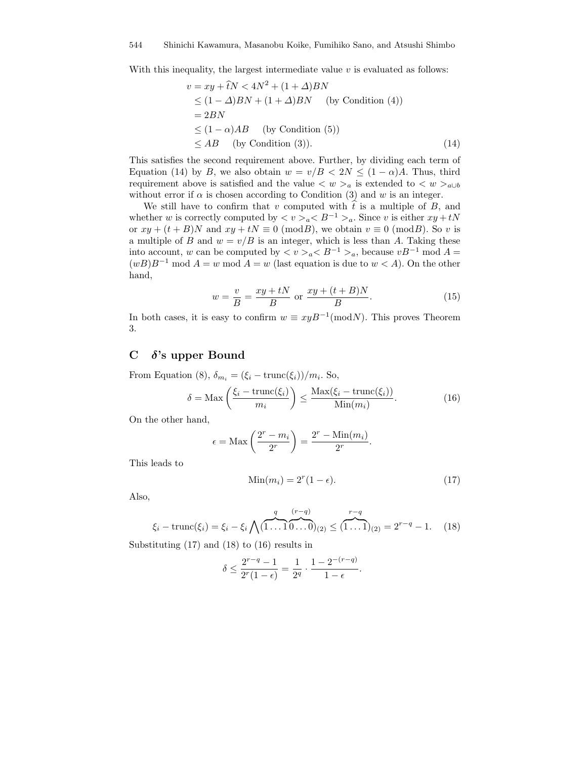With this inequality, the largest intermediate value $v$ is evaluated as follows:

$$
\begin{aligned}
v = xy + \widehat{t}N &< 4N^2 + (1+\varDelta)BN \\
&\leq (1-\varDelta)BN + (1+\varDelta)BN \quad \text{(by Condition (4))} \\
&= 2BN \\
&\leq (1-\alpha)AB \quad \text{(by Condition (5))} \\
&\leq AB \quad \text{(by Condition (3))}.
\end{aligned} \tag{14}
$$

This satisfies the second requirement above. Further, by dividing each term of Equation (14) by $B$, we also obtain $w = v/B < 2N \leq (1-\alpha)A$. Thus, third requirement above is satisfied and the value $< w >_a$ is extended to $< w >_{a \cup b}$ without error if $\alpha$ is chosen according to Condition (3) and $w$ is an integer.

We still have to confirm that $v$ computed with $\widehat{t}$ is a multiple of $B$, and whether $w$ is correctly computed by $< v >_a < B^{-1} >_a$. Since $v$ is either $xy + tN$ or $xy + (t+B)N$ and $xy + tN \equiv 0 \pmod{B}$, we obtain $v \equiv 0 \pmod{B}$. So $v$ is a multiple of $B$ and $w = v/B$ is an integer, which is less than $A$. Taking these into account, $w$ can be computed by $< v >_a < B^{-1} >_a$, because $vB^{-1} \bmod A = (wB)B^{-1} \bmod A = w \bmod A = w$ (last equation is due to $w < A$). On the other hand,

$$
w = \frac{v}{B} = \frac{xy + tN}{B} \text{ or } \frac{xy + (t+B)N}{B}. \tag{15}
$$

In both cases, it is easy to confirm $w \equiv xyB^{-1} \pmod{N}$. This proves Theorem 3.

## C $\delta$'s upper Bound

From Equation (8), $\delta_{m_i} = (\xi_i - \text{trunc}(\xi_i))/m_i$. So,

$$
\delta = \text{Max}\left(\frac{\xi_i - \text{trunc}(\xi_i)}{m_i}\right) \leq \frac{\text{Max}(\xi_i - \text{trunc}(\xi_i))}{\text{Min}(m_i)}. \tag{16}
$$

On the other hand,

$$
\epsilon = \text{Max}\left(\frac{2^r - m_i}{2^r}\right) = \frac{2^r - \text{Min}(m_i)}{2^r}.
$$

This leads to

$$
\text{Min}(m_i) = 2^r(1-\epsilon). \tag{17}
$$

Also,

$$
\xi_i - \text{trunc}(\xi_i) = \xi_i - \xi_i \bigwedge (\overbrace{1\ldots1}^{q}\overbrace{0\ldots0}^{(r-q)})_{(2)} \leq (\overbrace{1\ldots1}^{r-q})_{(2)} = 2^{r-q} - 1. \tag{18}
$$

Substituting (17) and (18) to (16) results in

$$
\delta \leq \frac{2^{r-q} - 1}{2^r(1-\epsilon)} = \frac{1}{2^q} \cdot \frac{1 - 2^{-(r-q)}}{1-\epsilon}.
$$